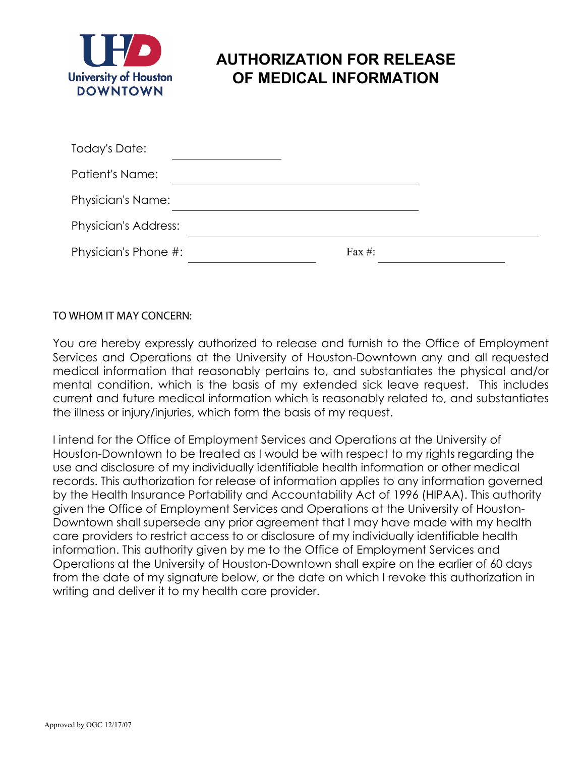# AUTHORIZATION FOR RELEASE OF MEDICAL INFORMATION

Today's Date: ____________________

Patient's Name: ____________________________________________

Physician's Name: ____________________________________________

Physician's Address: ____________________________________________________________

Physician's Phone #: ______________________ Fax #: ______________________

TO WHOM IT MAY CONCERN:

You are hereby expressly authorized to release and furnish to the Office of Employment Services and Operations at the University of Houston-Downtown any and all requested medical information that reasonably pertains to, and substantiates the physical and/or mental condition, which is the basis of my extended sick leave request. This includes current and future medical information which is reasonably related to, and substantiates the illness or injury/injuries, which form the basis of my request.

I intend for the Office of Employment Services and Operations at the University of Houston-Downtown to be treated as I would be with respect to my rights regarding the use and disclosure of my individually identifiable health information or other medical records. This authorization for release of information applies to any information governed by the Health Insurance Portability and Accountability Act of 1996 (HIPAA). This authority given the Office of Employment Services and Operations at the University of Houston-Downtown shall supersede any prior agreement that I may have made with my health care providers to restrict access to or disclosure of my individually identifiable health information. This authority given by me to the Office of Employment Services and Operations at the University of Houston-Downtown shall expire on the earlier of 60 days from the date of my signature below, or the date on which I revoke this authorization in writing and deliver it to my health care provider.

Approved by OGC 12/17/07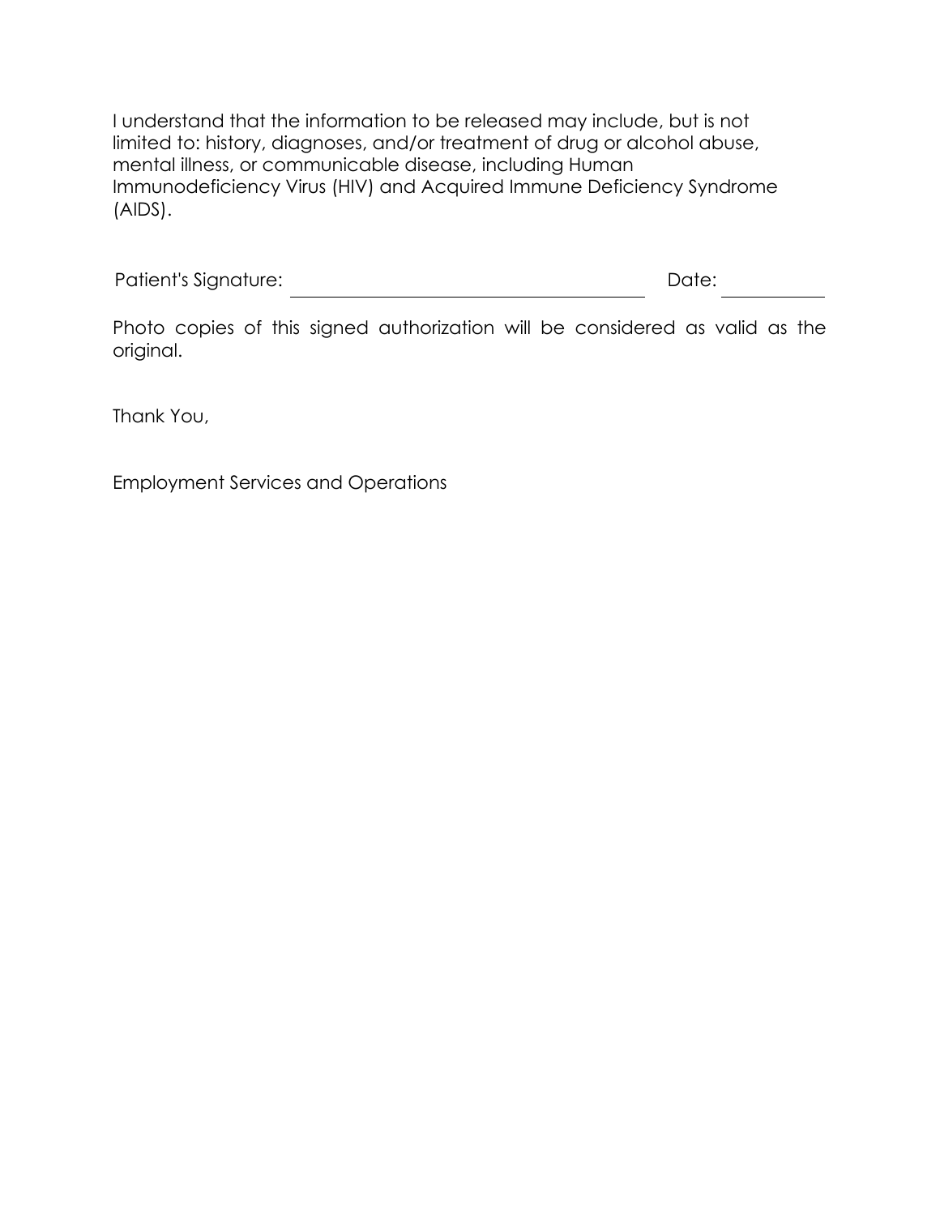I understand that the information to be released may include, but is not limited to: history, diagnoses, and/or treatment of drug or alcohol abuse, mental illness, or communicable disease, including Human Immunodeficiency Virus (HIV) and Acquired Immune Deficiency Syndrome (AIDS).

Patient's Signature: ______________________________ Date: __________

Photo copies of this signed authorization will be considered as valid as the original.

Thank You,

Employment Services and Operations